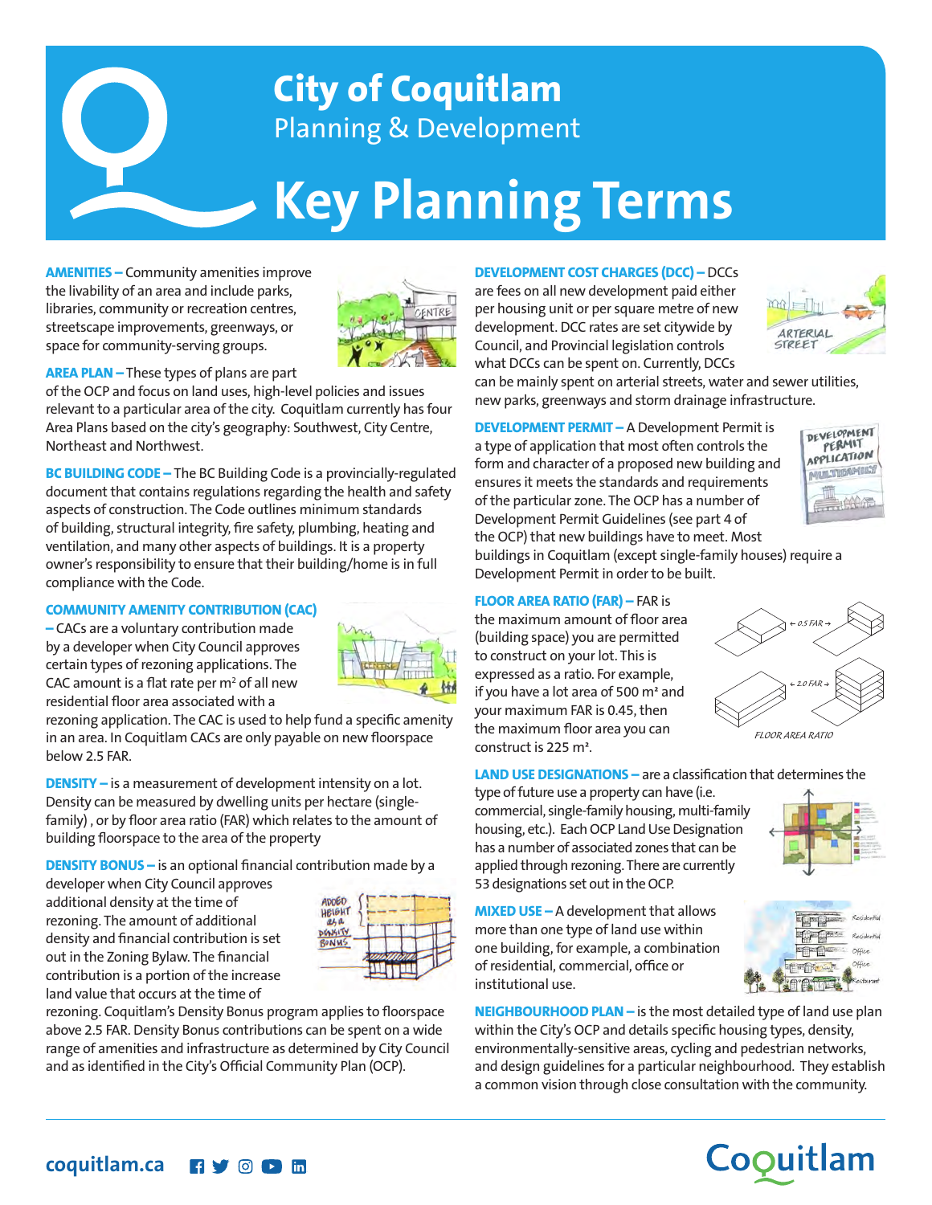# City of Coquitlam
## Planning & Development

# Key Planning Terms

**AMENITIES –** Community amenities improve the livability of an area and include parks, libraries, community or recreation centres, streetscape improvements, greenways, or space for community-serving groups.

**AREA PLAN –** These types of plans are part of the OCP and focus on land uses, high-level policies and issues relevant to a particular area of the city. Coquitlam currently has four Area Plans based on the city's geography: Southwest, City Centre, Northeast and Northwest.

**BC BUILDING CODE –** The BC Building Code is a provincially-regulated document that contains regulations regarding the health and safety aspects of construction. The Code outlines minimum standards of building, structural integrity, fire safety, plumbing, heating and ventilation, and many other aspects of buildings. It is a property owner's responsibility to ensure that their building/home is in full compliance with the Code.

**COMMUNITY AMENITY CONTRIBUTION (CAC) –** CACs are a voluntary contribution made by a developer when City Council approves certain types of rezoning applications. The CAC amount is a flat rate per m² of all new residential floor area associated with a rezoning application. The CAC is used to help fund a specific amenity in an area. In Coquitlam CACs are only payable on new floorspace below 2.5 FAR.

**DENSITY –** is a measurement of development intensity on a lot. Density can be measured by dwelling units per hectare (single-family) , or by floor area ratio (FAR) which relates to the amount of building floorspace to the area of the property

**DENSITY BONUS –** is an optional financial contribution made by a developer when City Council approves additional density at the time of rezoning. The amount of additional density and financial contribution is set out in the Zoning Bylaw. The financial contribution is a portion of the increase land value that occurs at the time of rezoning. Coquitlam's Density Bonus program applies to floorspace above 2.5 FAR. Density Bonus contributions can be spent on a wide range of amenities and infrastructure as determined by City Council and as identified in the City's Official Community Plan (OCP).

**DEVELOPMENT COST CHARGES (DCC) –** DCCs are fees on all new development paid either per housing unit or per square metre of new development. DCC rates are set citywide by Council, and Provincial legislation controls what DCCs can be spent on. Currently, DCCs can be mainly spent on arterial streets, water and sewer utilities, new parks, greenways and storm drainage infrastructure.

**DEVELOPMENT PERMIT –** A Development Permit is a type of application that most often controls the form and character of a proposed new building and ensures it meets the standards and requirements of the particular zone. The OCP has a number of Development Permit Guidelines (see part 4 of the OCP) that new buildings have to meet. Most buildings in Coquitlam (except single-family houses) require a Development Permit in order to be built.

**FLOOR AREA RATIO (FAR) –** FAR is the maximum amount of floor area (building space) you are permitted to construct on your lot. This is expressed as a ratio. For example, if you have a lot area of 500 m² and your maximum FAR is 0.45, then the maximum floor area you can construct is 225 m².

**LAND USE DESIGNATIONS –** are a classification that determines the type of future use a property can have (i.e. commercial, single-family housing, multi-family housing, etc.). Each OCP Land Use Designation has a number of associated zones that can be applied through rezoning. There are currently 53 designations set out in the OCP.

**MIXED USE –** A development that allows more than one type of land use within one building, for example, a combination of residential, commercial, office or institutional use.

**NEIGHBOURHOOD PLAN –** is the most detailed type of land use plan within the City's OCP and details specific housing types, density, environmentally-sensitive areas, cycling and pedestrian networks, and design guidelines for a particular neighbourhood. They establish a common vision through close consultation with the community.

coquitlam.ca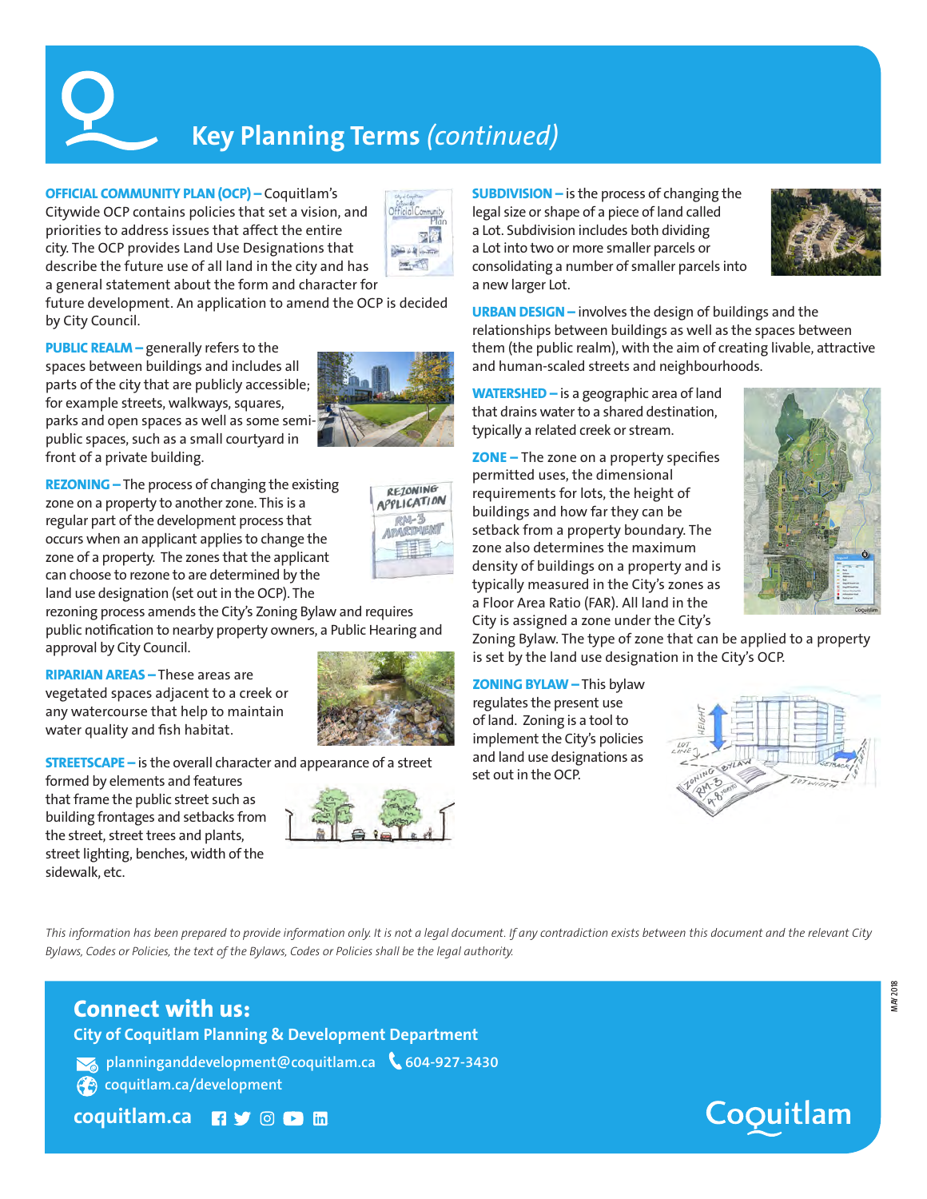# Key Planning Terms *(continued)*

**OFFICIAL COMMUNITY PLAN (OCP) –** Coquitlam's Citywide OCP contains policies that set a vision, and priorities to address issues that affect the entire city. The OCP provides Land Use Designations that describe the future use of all land in the city and has a general statement about the form and character for future development. An application to amend the OCP is decided by City Council.

**PUBLIC REALM –** generally refers to the spaces between buildings and includes all parts of the city that are publicly accessible; for example streets, walkways, squares, parks and open spaces as well as some semi-public spaces, such as a small courtyard in front of a private building.

**REZONING –** The process of changing the existing zone on a property to another zone. This is a regular part of the development process that occurs when an applicant applies to change the zone of a property. The zones that the applicant can choose to rezone to are determined by the land use designation (set out in the OCP). The rezoning process amends the City's Zoning Bylaw and requires public notification to nearby property owners, a Public Hearing and approval by City Council.

**RIPARIAN AREAS –** These areas are vegetated spaces adjacent to a creek or any watercourse that help to maintain water quality and fish habitat.

**STREETSCAPE –** is the overall character and appearance of a street formed by elements and features that frame the public street such as building frontages and setbacks from the street, street trees and plants, street lighting, benches, width of the sidewalk, etc.

**SUBDIVISION –** is the process of changing the legal size or shape of a piece of land called a Lot. Subdivision includes both dividing a Lot into two or more smaller parcels or consolidating a number of smaller parcels into a new larger Lot.

**URBAN DESIGN –** involves the design of buildings and the relationships between buildings as well as the spaces between them (the public realm), with the aim of creating livable, attractive and human-scaled streets and neighbourhoods.

**WATERSHED –** is a geographic area of land that drains water to a shared destination, typically a related creek or stream.

**ZONE –** The zone on a property specifies permitted uses, the dimensional requirements for lots, the height of buildings and how far they can be setback from a property boundary. The zone also determines the maximum density of buildings on a property and is typically measured in the City's zones as a Floor Area Ratio (FAR). All land in the City is assigned a zone under the City's Zoning Bylaw. The type of zone that can be applied to a property is set by the land use designation in the City's OCP.

**ZONING BYLAW –** This bylaw regulates the present use of land. Zoning is a tool to implement the City's policies and land use designations as set out in the OCP.

*This information has been prepared to provide information only. It is not a legal document. If any contradiction exists between this document and the relevant City Bylaws, Codes or Policies, the text of the Bylaws, Codes or Policies shall be the legal authority.*

## Connect with us:

**City of Coquitlam Planning & Development Department**

planninganddevelopment@coquitlam.ca 604-927-3430

coquitlam.ca/development

**coquitlam.ca**

Coquitlam

MAY 2018